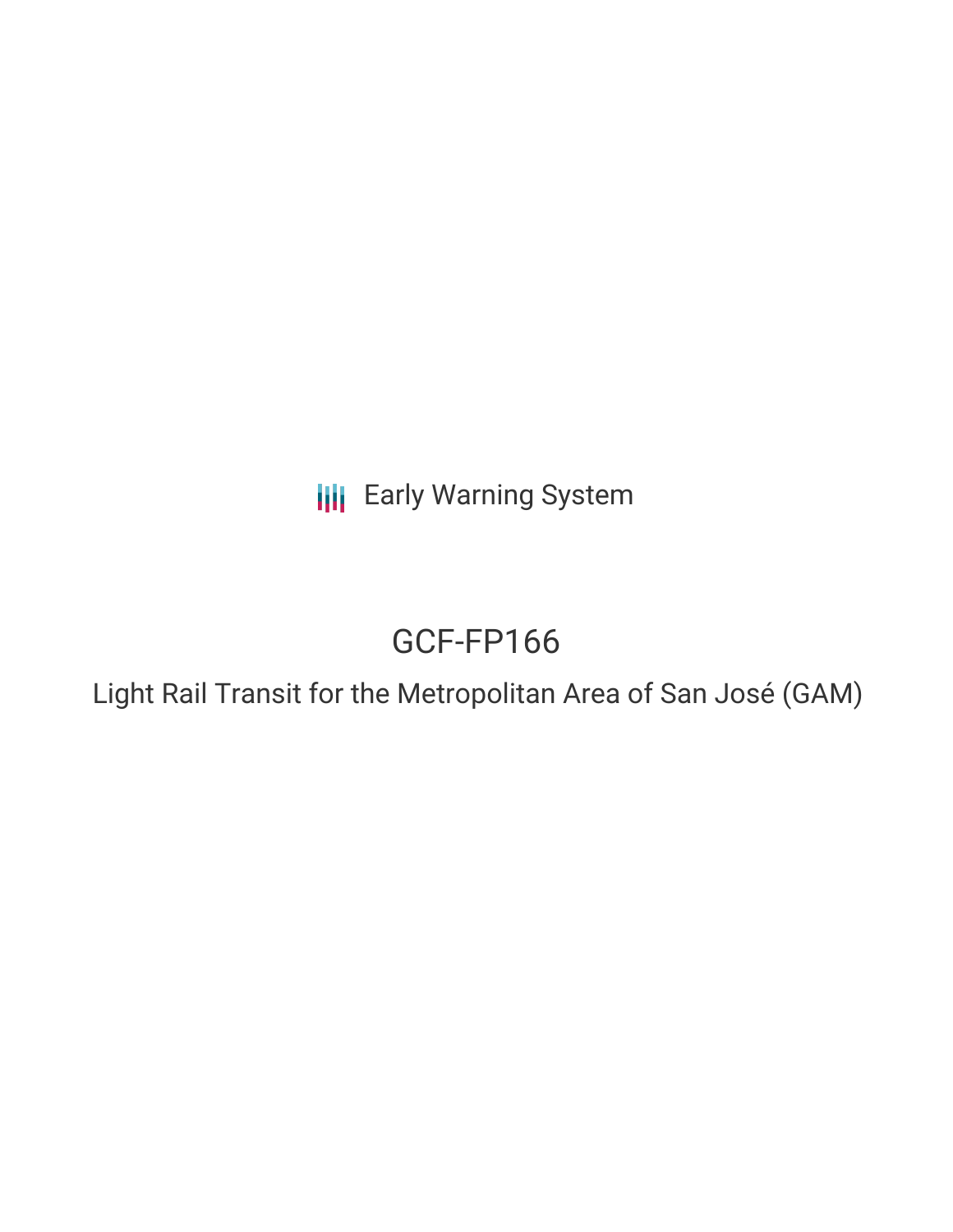Early Warning System

# GCF-FP166

## Light Rail Transit for the Metropolitan Area of San José (GAM)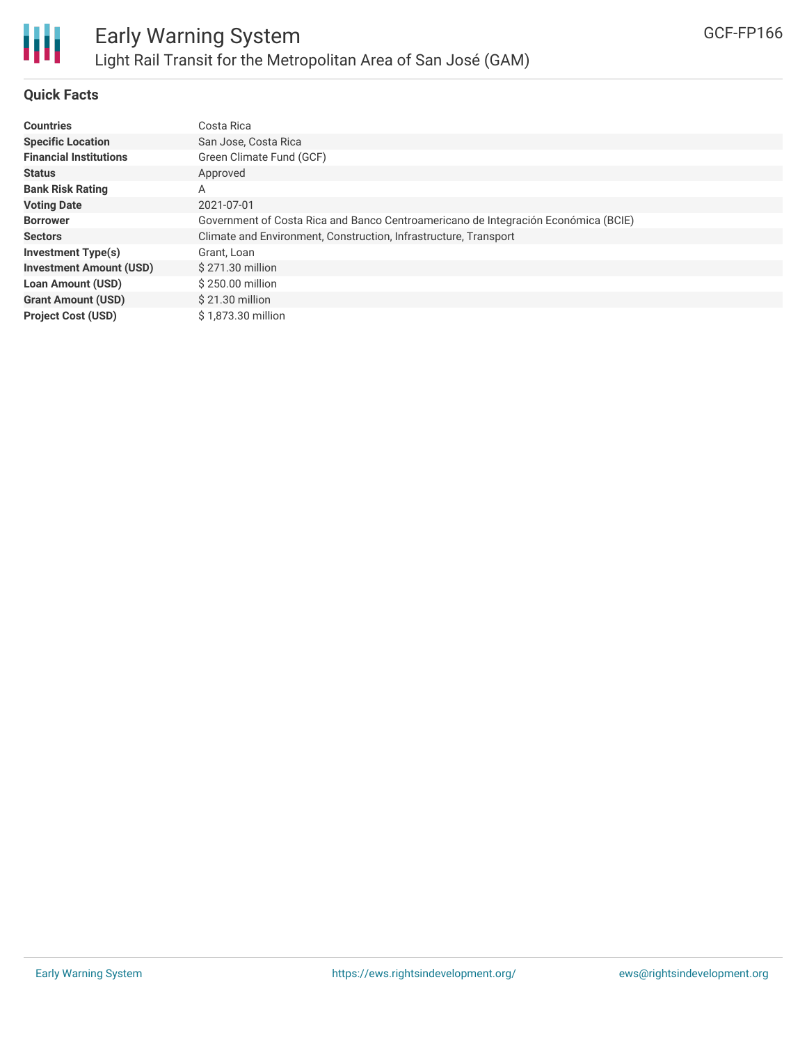## Quick Facts

| | |
|---|---|
| **Countries** | Costa Rica |
| **Specific Location** | San Jose, Costa Rica |
| **Financial Institutions** | Green Climate Fund (GCF) |
| **Status** | Approved |
| **Bank Risk Rating** | A |
| **Voting Date** | 2021-07-01 |
| **Borrower** | Government of Costa Rica and Banco Centroamericano de Integración Económica (BCIE) |
| **Sectors** | Climate and Environment, Construction, Infrastructure, Transport |
| **Investment Type(s)** | Grant, Loan |
| **Investment Amount (USD)** | $ 271.30 million |
| **Loan Amount (USD)** | $ 250.00 million |
| **Grant Amount (USD)** | $ 21.30 million |
| **Project Cost (USD)** | $ 1,873.30 million |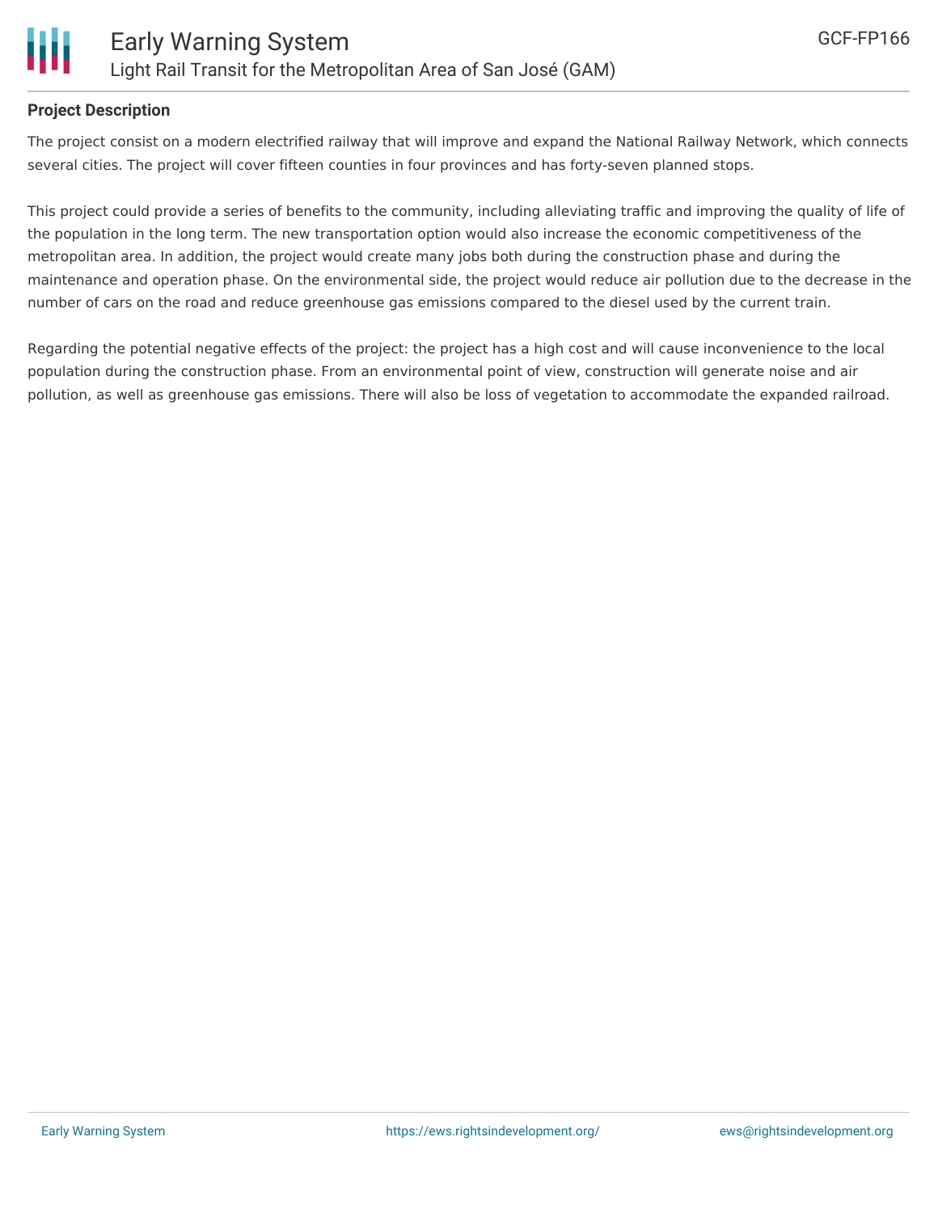### Project Description

The project consist on a modern electrified railway that will improve and expand the National Railway Network, which connects several cities. The project will cover fifteen counties in four provinces and has forty-seven planned stops.

This project could provide a series of benefits to the community, including alleviating traffic and improving the quality of life of the population in the long term. The new transportation option would also increase the economic competitiveness of the metropolitan area. In addition, the project would create many jobs both during the construction phase and during the maintenance and operation phase. On the environmental side, the project would reduce air pollution due to the decrease in the number of cars on the road and reduce greenhouse gas emissions compared to the diesel used by the current train.

Regarding the potential negative effects of the project: the project has a high cost and will cause inconvenience to the local population during the construction phase. From an environmental point of view, construction will generate noise and air pollution, as well as greenhouse gas emissions. There will also be loss of vegetation to accommodate the expanded railroad.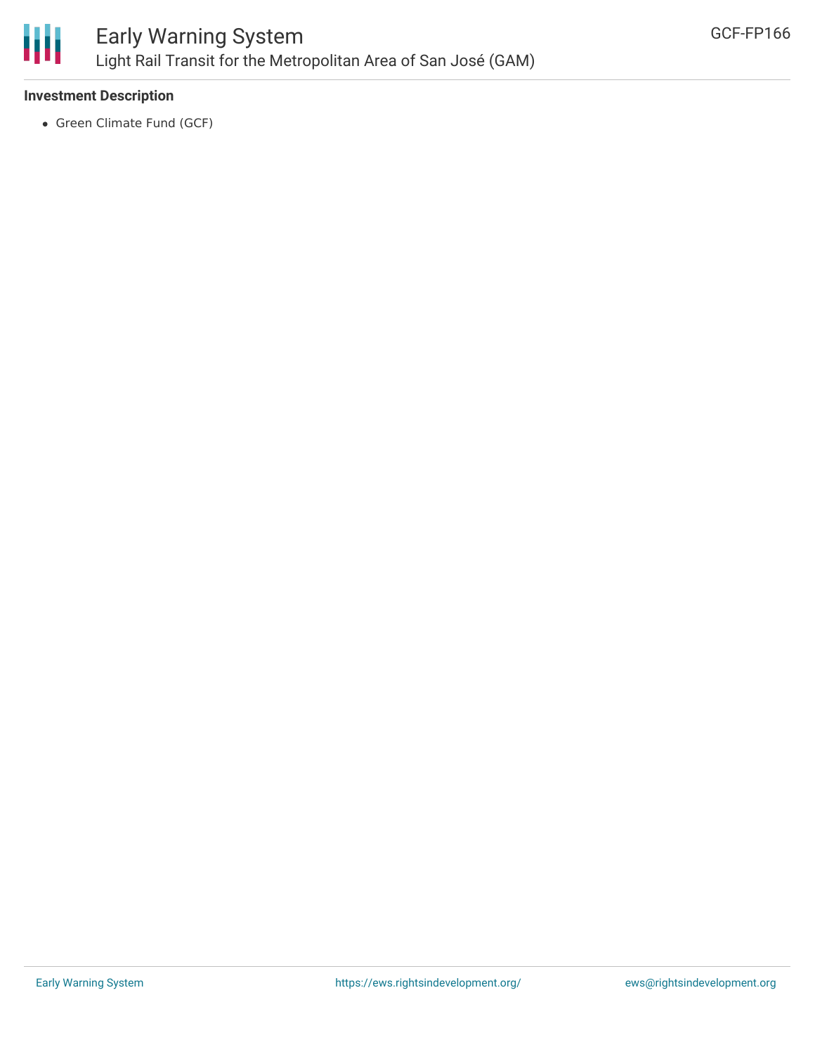**Investment Description**

- Green Climate Fund (GCF)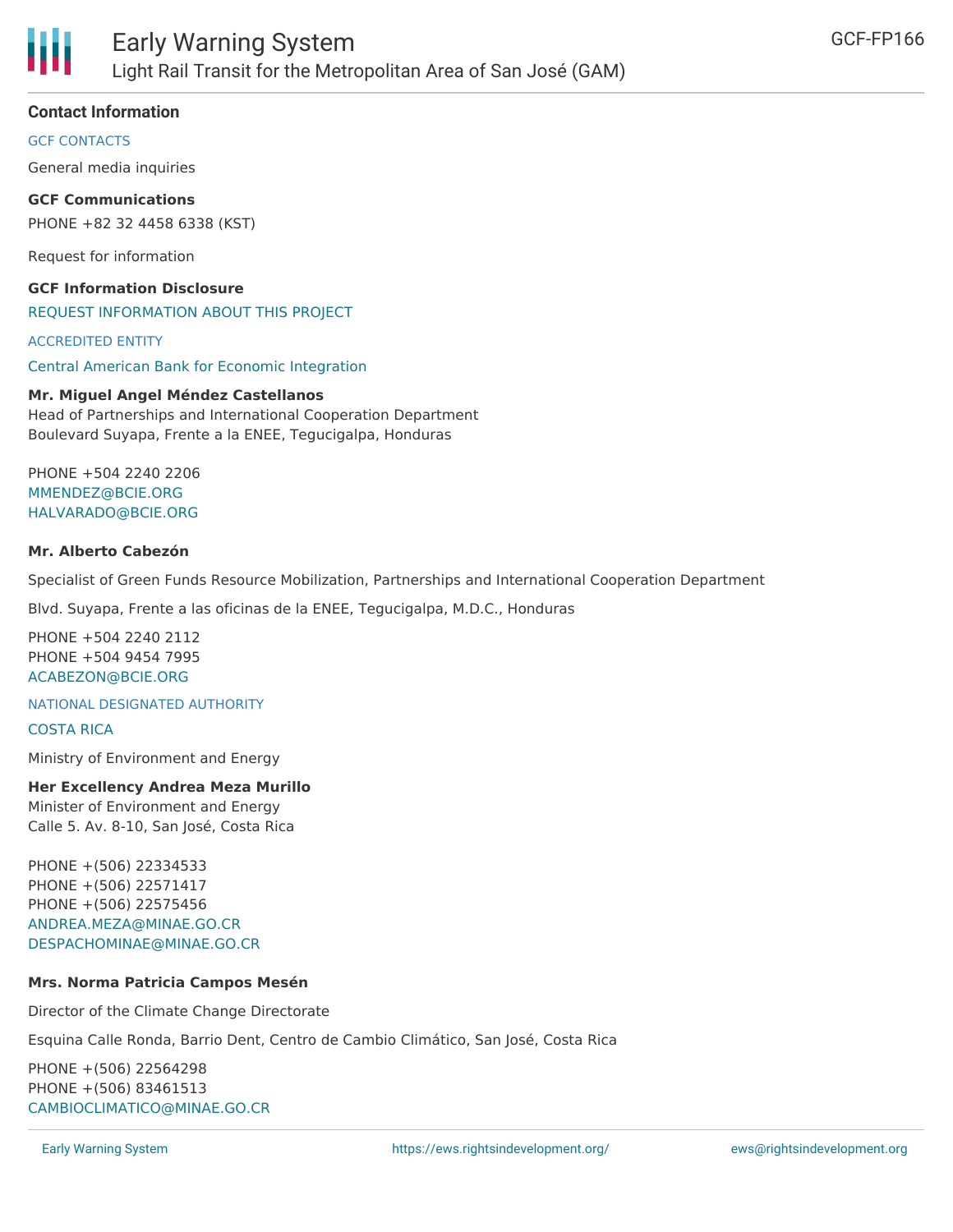## Contact Information

GCF CONTACTS

General media inquiries

**GCF Communications**

PHONE +82 32 4458 6338 (KST)

Request for information

**GCF Information Disclosure**

REQUEST INFORMATION ABOUT THIS PROJECT

ACCREDITED ENTITY

Central American Bank for Economic Integration

**Mr. Miguel Angel Méndez Castellanos**
Head of Partnerships and International Cooperation Department
Boulevard Suyapa, Frente a la ENEE, Tegucigalpa, Honduras

PHONE +504 2240 2206
MMENDEZ@BCIE.ORG
HALVARADO@BCIE.ORG

**Mr. Alberto Cabezón**

Specialist of Green Funds Resource Mobilization, Partnerships and International Cooperation Department

Blvd. Suyapa, Frente a las oficinas de la ENEE, Tegucigalpa, M.D.C., Honduras

PHONE +504 2240 2112
PHONE +504 9454 7995
ACABEZON@BCIE.ORG

NATIONAL DESIGNATED AUTHORITY

COSTA RICA

Ministry of Environment and Energy

**Her Excellency Andrea Meza Murillo**
Minister of Environment and Energy
Calle 5. Av. 8-10, San José, Costa Rica

PHONE +(506) 22334533
PHONE +(506) 22571417
PHONE +(506) 22575456
ANDREA.MEZA@MINAE.GO.CR
DESPACHOMINAE@MINAE.GO.CR

**Mrs. Norma Patricia Campos Mesén**

Director of the Climate Change Directorate

Esquina Calle Ronda, Barrio Dent, Centro de Cambio Climático, San José, Costa Rica

PHONE +(506) 22564298
PHONE +(506) 83461513
CAMBIOCLIMATICO@MINAE.GO.CR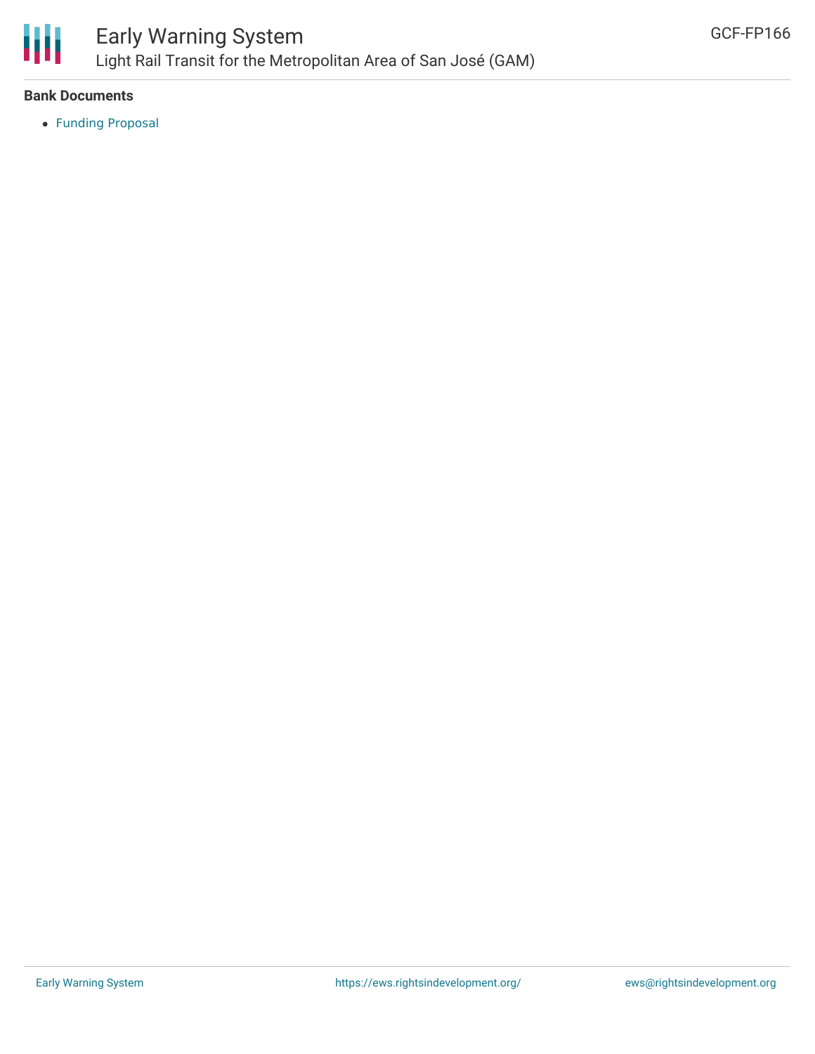**Bank Documents**

- Funding Proposal